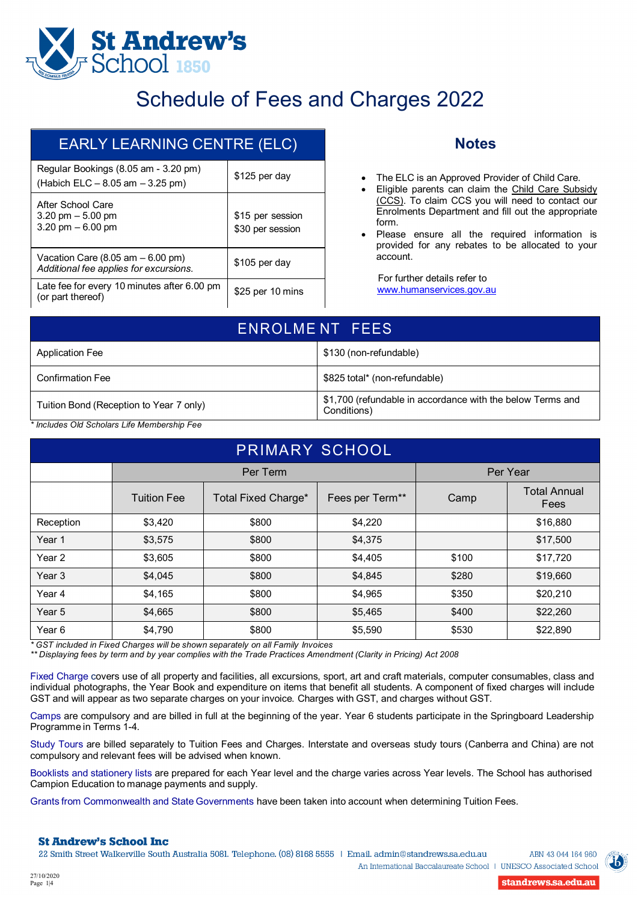# St Andrew's School 1850

# Schedule of Fees and Charges 2022

## EARLY LEARNING CENTRE (ELC)

| | |
|---|---|
| Regular Bookings (8.05 am - 3.20 pm)<br>(Habich ELC – 8.05 am – 3.25 pm) | $125 per day |
| After School Care<br>3.20 pm – 5.00 pm<br>3.20 pm – 6.00 pm | <br>$15 per session<br>$30 per session |
| Vacation Care (8.05 am – 6.00 pm)<br>*Additional fee applies for excursions.* | $105 per day |
| Late fee for every 10 minutes after 6.00 pm (or part thereof) | $25 per 10 mins |

## Notes

- The ELC is an Approved Provider of Child Care.
- Eligible parents can claim the Child Care Subsidy (CCS). To claim CCS you will need to contact our Enrolments Department and fill out the appropriate form.
- Please ensure all the required information is provided for any rebates to be allocated to your account.

For further details refer to www.humanservices.gov.au

## ENROLMENT FEES

| | |
|---|---|
| Application Fee | $130 (non-refundable) |
| Confirmation Fee | $825 total* (non-refundable) |
| Tuition Bond (Reception to Year 7 only) | $1,700 (refundable in accordance with the below Terms and Conditions) |

*\* Includes Old Scholars Life Membership Fee*

## PRIMARY SCHOOL

| | Per Term | | | Per Year | |
|---|---|---|---|---|---|
| | Tuition Fee | Total Fixed Charge* | Fees per Term** | Camp | Total Annual Fees |
| Reception | $3,420 | $800 | $4,220 | | $16,880 |
| Year 1 | $3,575 | $800 | $4,375 | | $17,500 |
| Year 2 | $3,605 | $800 | $4,405 | $100 | $17,720 |
| Year 3 | $4,045 | $800 | $4,845 | $280 | $19,660 |
| Year 4 | $4,165 | $800 | $4,965 | $350 | $20,210 |
| Year 5 | $4,665 | $800 | $5,465 | $400 | $22,260 |
| Year 6 | $4,790 | $800 | $5,590 | $530 | $22,890 |

*\* GST included in Fixed Charges will be shown separately on all Family Invoices*
*\*\* Displaying fees by term and by year complies with the Trade Practices Amendment (Clarity in Pricing) Act 2008*

Fixed Charge covers use of all property and facilities, all excursions, sport, art and craft materials, computer consumables, class and individual photographs, the Year Book and expenditure on items that benefit all students. A component of fixed charges will include GST and will appear as two separate charges on your invoice. Charges with GST, and charges without GST.

Camps are compulsory and are billed in full at the beginning of the year. Year 6 students participate in the Springboard Leadership Programme in Terms 1-4.

Study Tours are billed separately to Tuition Fees and Charges. Interstate and overseas study tours (Canberra and China) are not compulsory and relevant fees will be advised when known.

Booklists and stationery lists are prepared for each Year level and the charge varies across Year levels. The School has authorised Campion Education to manage payments and supply.

Grants from Commonwealth and State Governments have been taken into account when determining Tuition Fees.

**St Andrew's School Inc**
22 Smith Street Walkerville South Australia 5081. Telephone. (08) 8168 5555 | Email. admin@standrews.sa.edu.au ABN 43 044 164 960
An International Baccalaureate School | UNESCO Associated School
standrews.sa.edu.au

27/10/2020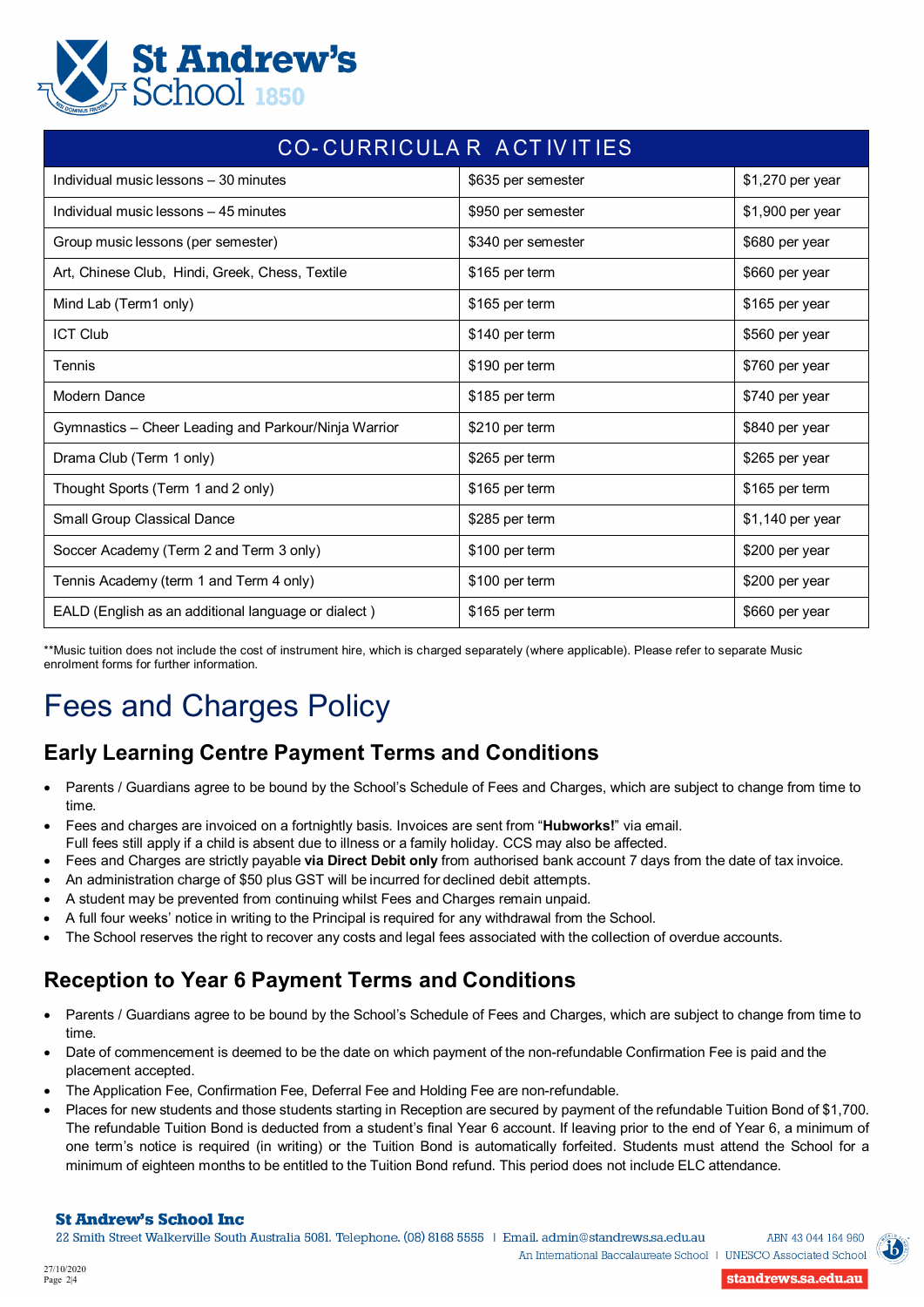| CO-CURRICULAR ACTIVITIES | | |
|---|---|---|
| Individual music lessons – 30 minutes | $635 per semester | $1,270 per year |
| Individual music lessons – 45 minutes | $950 per semester | $1,900 per year |
| Group music lessons (per semester) | $340 per semester | $680 per year |
| Art, Chinese Club, Hindi, Greek, Chess, Textile | $165 per term | $660 per year |
| Mind Lab (Term1 only) | $165 per term | $165 per year |
| ICT Club | $140 per term | $560 per year |
| Tennis | $190 per term | $760 per year |
| Modern Dance | $185 per term | $740 per year |
| Gymnastics – Cheer Leading and Parkour/Ninja Warrior | $210 per term | $840 per year |
| Drama Club (Term 1 only) | $265 per term | $265 per year |
| Thought Sports (Term 1 and 2 only) | $165 per term | $165 per term |
| Small Group Classical Dance | $285 per term | $1,140 per year |
| Soccer Academy (Term 2 and Term 3 only) | $100 per term | $200 per year |
| Tennis Academy (term 1 and Term 4 only) | $100 per term | $200 per year |
| EALD (English as an additional language or dialect ) | $165 per term | $660 per year |

**Music tuition does not include the cost of instrument hire, which is charged separately (where applicable). Please refer to separate Music enrolment forms for further information.

# Fees and Charges Policy

## Early Learning Centre Payment Terms and Conditions

- Parents / Guardians agree to be bound by the School's Schedule of Fees and Charges, which are subject to change from time to time.
- Fees and charges are invoiced on a fortnightly basis. Invoices are sent from "**Hubworks!**" via email.
  Full fees still apply if a child is absent due to illness or a family holiday. CCS may also be affected.
- Fees and Charges are strictly payable **via Direct Debit only** from authorised bank account 7 days from the date of tax invoice.
- An administration charge of $50 plus GST will be incurred for declined debit attempts.
- A student may be prevented from continuing whilst Fees and Charges remain unpaid.
- A full four weeks' notice in writing to the Principal is required for any withdrawal from the School.
- The School reserves the right to recover any costs and legal fees associated with the collection of overdue accounts.

## Reception to Year 6 Payment Terms and Conditions

- Parents / Guardians agree to be bound by the School's Schedule of Fees and Charges, which are subject to change from time to time.
- Date of commencement is deemed to be the date on which payment of the non-refundable Confirmation Fee is paid and the placement accepted.
- The Application Fee, Confirmation Fee, Deferral Fee and Holding Fee are non-refundable.
- Places for new students and those students starting in Reception are secured by payment of the refundable Tuition Bond of $1,700. The refundable Tuition Bond is deducted from a student's final Year 6 account. If leaving prior to the end of Year 6, a minimum of one term's notice is required (in writing) or the Tuition Bond is automatically forfeited. Students must attend the School for a minimum of eighteen months to be entitled to the Tuition Bond refund. This period does not include ELC attendance.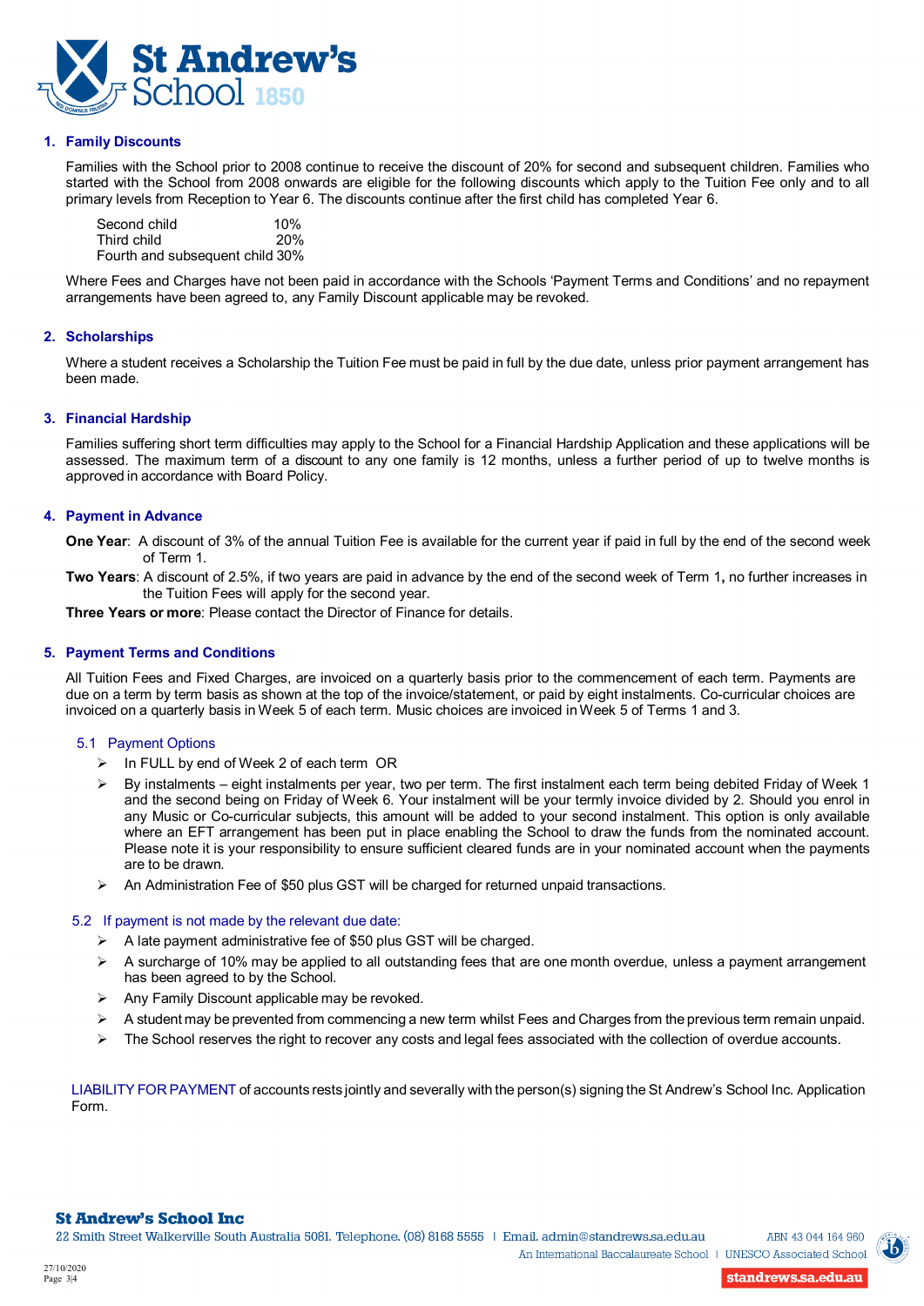## 1. Family Discounts

Families with the School prior to 2008 continue to receive the discount of 20% for second and subsequent children. Families who started with the School from 2008 onwards are eligible for the following discounts which apply to the Tuition Fee only and to all primary levels from Reception to Year 6. The discounts continue after the first child has completed Year 6.

| | |
|---|---|
| Second child | 10% |
| Third child | 20% |
| Fourth and subsequent child | 30% |

Where Fees and Charges have not been paid in accordance with the Schools 'Payment Terms and Conditions' and no repayment arrangements have been agreed to, any Family Discount applicable may be revoked.

## 2. Scholarships

Where a student receives a Scholarship the Tuition Fee must be paid in full by the due date, unless prior payment arrangement has been made.

## 3. Financial Hardship

Families suffering short term difficulties may apply to the School for a Financial Hardship Application and these applications will be assessed. The maximum term of a discount to any one family is 12 months, unless a further period of up to twelve months is approved in accordance with Board Policy.

## 4. Payment in Advance

**One Year**: A discount of 3% of the annual Tuition Fee is available for the current year if paid in full by the end of the second week of Term 1.

**Two Years**: A discount of 2.5%, if two years are paid in advance by the end of the second week of Term 1**,** no further increases in the Tuition Fees will apply for the second year.

**Three Years or more**: Please contact the Director of Finance for details.

## 5. Payment Terms and Conditions

All Tuition Fees and Fixed Charges, are invoiced on a quarterly basis prior to the commencement of each term. Payments are due on a term by term basis as shown at the top of the invoice/statement, or paid by eight instalments. Co-curricular choices are invoiced on a quarterly basis in Week 5 of each term. Music choices are invoiced in Week 5 of Terms 1 and 3.

### 5.1 Payment Options

- In FULL by end of Week 2 of each term OR
- By instalments – eight instalments per year, two per term. The first instalment each term being debited Friday of Week 1 and the second being on Friday of Week 6. Your instalment will be your termly invoice divided by 2. Should you enrol in any Music or Co-curricular subjects, this amount will be added to your second instalment. This option is only available where an EFT arrangement has been put in place enabling the School to draw the funds from the nominated account. Please note it is your responsibility to ensure sufficient cleared funds are in your nominated account when the payments are to be drawn.
- An Administration Fee of $50 plus GST will be charged for returned unpaid transactions.

### 5.2 If payment is not made by the relevant due date:

- A late payment administrative fee of $50 plus GST will be charged.
- A surcharge of 10% may be applied to all outstanding fees that are one month overdue, unless a payment arrangement has been agreed to by the School.
- Any Family Discount applicable may be revoked.
- A student may be prevented from commencing a new term whilst Fees and Charges from the previous term remain unpaid.
- The School reserves the right to recover any costs and legal fees associated with the collection of overdue accounts.

LIABILITY FOR PAYMENT of accounts rests jointly and severally with the person(s) signing the St Andrew's School Inc. Application Form.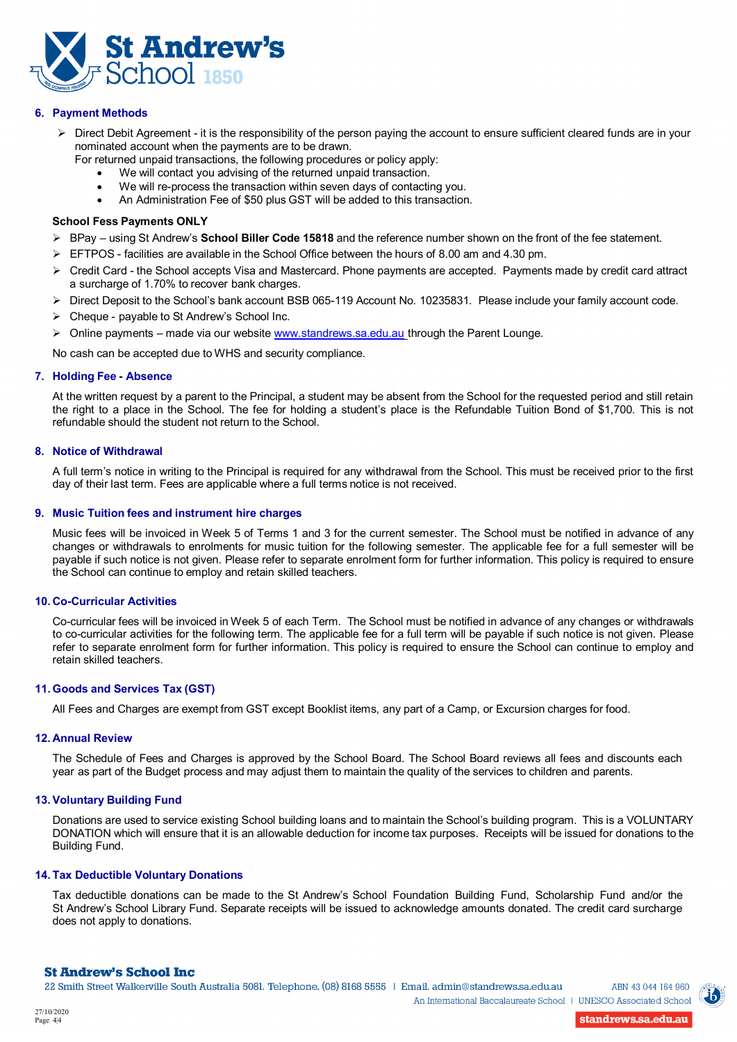## 6. Payment Methods

- Direct Debit Agreement - it is the responsibility of the person paying the account to ensure sufficient cleared funds are in your nominated account when the payments are to be drawn.
  For returned unpaid transactions, the following procedures or policy apply:
    - We will contact you advising of the returned unpaid transaction.
    - We will re-process the transaction within seven days of contacting you.
    - An Administration Fee of $50 plus GST will be added to this transaction.

**School Fess Payments ONLY**

- BPay – using St Andrew's **School Biller Code 15818** and the reference number shown on the front of the fee statement.
- EFTPOS - facilities are available in the School Office between the hours of 8.00 am and 4.30 pm.
- Credit Card - the School accepts Visa and Mastercard. Phone payments are accepted. Payments made by credit card attract a surcharge of 1.70% to recover bank charges.
- Direct Deposit to the School's bank account BSB 065-119 Account No. 10235831. Please include your family account code.
- Cheque - payable to St Andrew's School Inc.
- Online payments – made via our website www.standrews.sa.edu.au through the Parent Lounge.

No cash can be accepted due to WHS and security compliance.

## 7. Holding Fee - Absence

At the written request by a parent to the Principal, a student may be absent from the School for the requested period and still retain the right to a place in the School. The fee for holding a student's place is the Refundable Tuition Bond of $1,700. This is not refundable should the student not return to the School.

## 8. Notice of Withdrawal

A full term's notice in writing to the Principal is required for any withdrawal from the School. This must be received prior to the first day of their last term. Fees are applicable where a full terms notice is not received.

## 9. Music Tuition fees and instrument hire charges

Music fees will be invoiced in Week 5 of Terms 1 and 3 for the current semester. The School must be notified in advance of any changes or withdrawals to enrolments for music tuition for the following semester. The applicable fee for a full semester will be payable if such notice is not given. Please refer to separate enrolment form for further information. This policy is required to ensure the School can continue to employ and retain skilled teachers.

## 10. Co-Curricular Activities

Co-curricular fees will be invoiced in Week 5 of each Term. The School must be notified in advance of any changes or withdrawals to co-curricular activities for the following term. The applicable fee for a full term will be payable if such notice is not given. Please refer to separate enrolment form for further information. This policy is required to ensure the School can continue to employ and retain skilled teachers.

## 11. Goods and Services Tax (GST)

All Fees and Charges are exempt from GST except Booklist items, any part of a Camp, or Excursion charges for food.

## 12. Annual Review

The Schedule of Fees and Charges is approved by the School Board. The School Board reviews all fees and discounts each year as part of the Budget process and may adjust them to maintain the quality of the services to children and parents.

## 13. Voluntary Building Fund

Donations are used to service existing School building loans and to maintain the School's building program. This is a VOLUNTARY DONATION which will ensure that it is an allowable deduction for income tax purposes. Receipts will be issued for donations to the Building Fund.

## 14. Tax Deductible Voluntary Donations

Tax deductible donations can be made to the St Andrew's School Foundation Building Fund, Scholarship Fund and/or the St Andrew's School Library Fund. Separate receipts will be issued to acknowledge amounts donated. The credit card surcharge does not apply to donations.